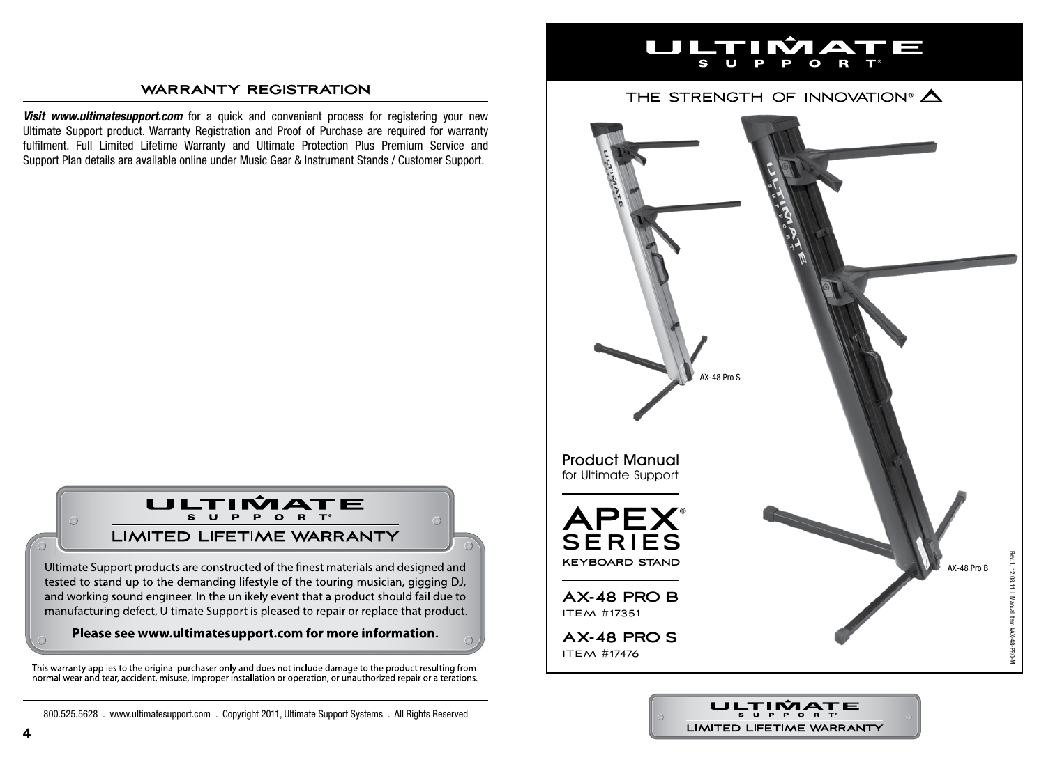## WARRANTY REGISTRATION

***Visit www.ultimatesupport.com*** for a quick and convenient process for registering your new Ultimate Support product. Warranty Registration and Proof of Purchase are required for warranty fulfilment. Full Limited Lifetime Warranty and Ultimate Protection Plus Premium Service and Support Plan details are available online under Music Gear & Instrument Stands / Customer Support.

**ULTIMATE SUPPORT®**

**LIMITED LIFETIME WARRANTY**

Ultimate Support products are constructed of the finest materials and designed and tested to stand up to the demanding lifestyle of the touring musician, gigging DJ, and working sound engineer. In the unlikely event that a product should fail due to manufacturing defect, Ultimate Support is pleased to repair or replace that product.

**Please see www.ultimatesupport.com for more information.**

This warranty applies to the original purchaser only and does not include damage to the product resulting from normal wear and tear, accident, misuse, improper installation or operation, or unauthorized repair or alterations.

800.525.5628 . www.ultimatesupport.com . Copyright 2011, Ultimate Support Systems . All Rights Reserved

---

# ULTIMATE SUPPORT®

THE STRENGTH OF INNOVATION®

AX-48 Pro S

AX-48 Pro B

Product Manual
for Ultimate Support

# APEX® SERIES

KEYBOARD STAND

## AX-48 PRO B

ITEM #17351

## AX-48 PRO S

ITEM #17476

Rev. 1 12.08.11 | Manual Item #AX-48-PRO-M

**ULTIMATE SUPPORT®**

**LIMITED LIFETIME WARRANTY**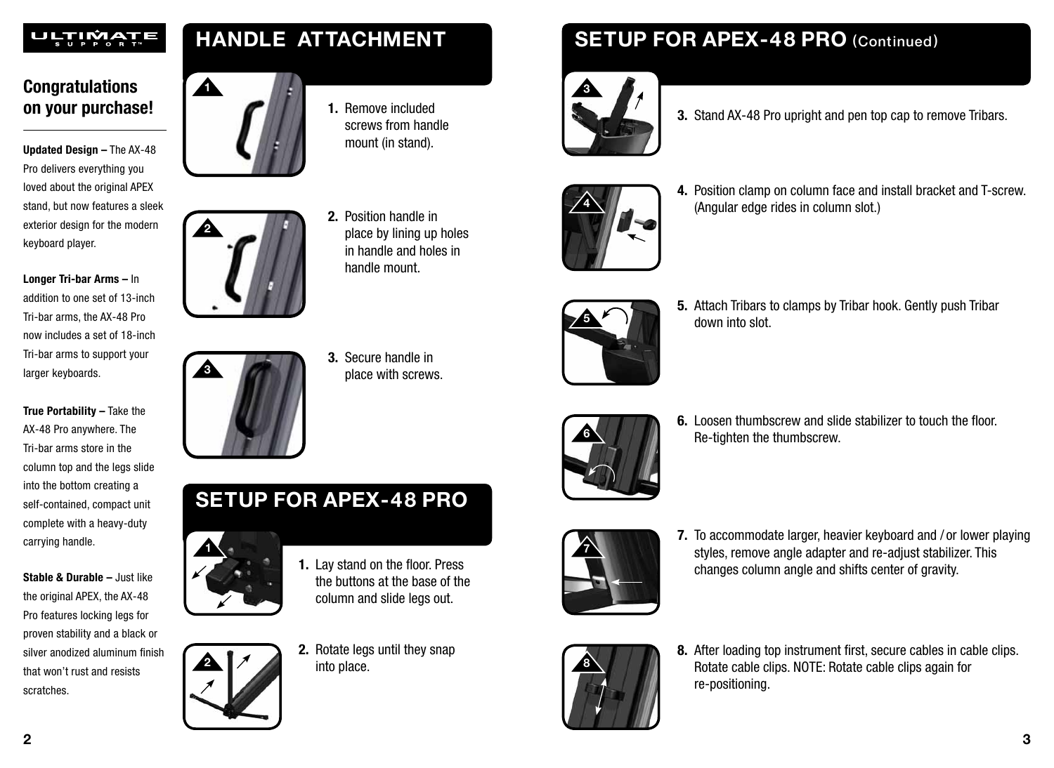## Congratulations on your purchase!

**Updated Design –** The AX-48 Pro delivers everything you loved about the original APEX stand, but now features a sleek exterior design for the modern keyboard player.

**Longer Tri-bar Arms –** In addition to one set of 13-inch Tri-bar arms, the AX-48 Pro now includes a set of 18-inch Tri-bar arms to support your larger keyboards.

**True Portability –** Take the AX-48 Pro anywhere. The Tri-bar arms store in the column top and the legs slide into the bottom creating a self-contained, compact unit complete with a heavy-duty carrying handle.

**Stable & Durable –** Just like the original APEX, the AX-48 Pro features locking legs for proven stability and a black or silver anodized aluminum finish that won't rust and resists scratches.

# HANDLE ATTACHMENT

1. Remove included screws from handle mount (in stand).
2. Position handle in place by lining up holes in handle and holes in handle mount.
3. Secure handle in place with screws.

# SETUP FOR APEX-48 PRO

1. Lay stand on the floor. Press the buttons at the base of the column and slide legs out.
2. Rotate legs until they snap into place.

# SETUP FOR APEX-48 PRO (Continued)

3. Stand AX-48 Pro upright and pen top cap to remove Tribars.
4. Position clamp on column face and install bracket and T-screw. (Angular edge rides in column slot.)
5. Attach Tribars to clamps by Tribar hook. Gently push Tribar down into slot.
6. Loosen thumbscrew and slide stabilizer to touch the floor. Re-tighten the thumbscrew.
7. To accommodate larger, heavier keyboard and / or lower playing styles, remove angle adapter and re-adjust stabilizer. This changes column angle and shifts center of gravity.
8. After loading top instrument first, secure cables in cable clips. Rotate cable clips. NOTE: Rotate cable clips again for re-positioning.